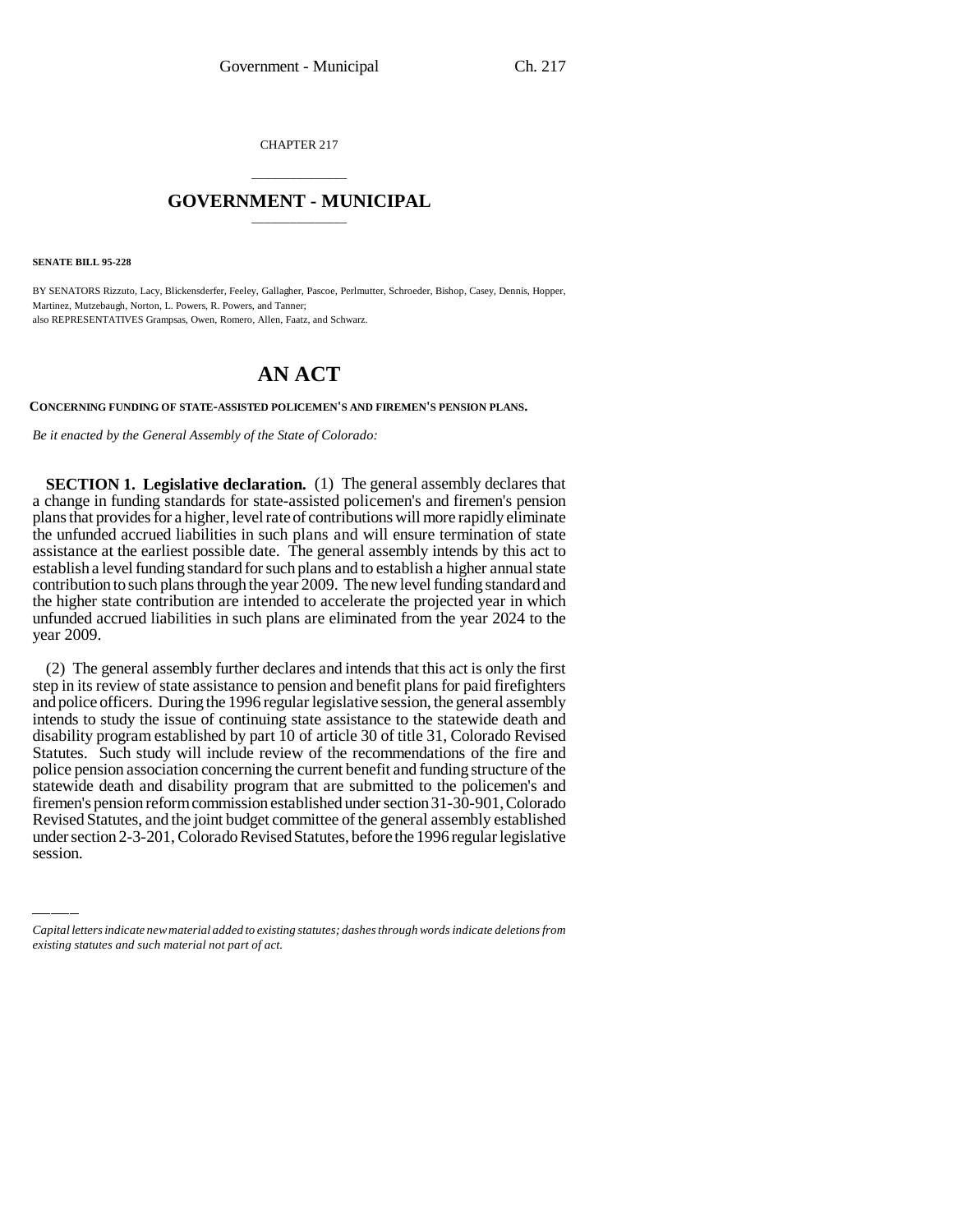CHAPTER 217

# GOVERNMENT - MUNICIPAL

**SENATE BILL 95-228**

BY SENATORS Rizzuto, Lacy, Blickensderfer, Feeley, Gallagher, Pascoe, Perlmutter, Schroeder, Bishop, Casey, Dennis, Hopper, Martinez, Mutzebaugh, Norton, L. Powers, R. Powers, and Tanner;
also REPRESENTATIVES Grampsas, Owen, Romero, Allen, Faatz, and Schwarz.

# AN ACT

**CONCERNING FUNDING OF STATE-ASSISTED POLICEMEN'S AND FIREMEN'S PENSION PLANS.**

*Be it enacted by the General Assembly of the State of Colorado:*

**SECTION 1. Legislative declaration.** (1) The general assembly declares that a change in funding standards for state-assisted policemen's and firemen's pension plans that provides for a higher, level rate of contributions will more rapidly eliminate the unfunded accrued liabilities in such plans and will ensure termination of state assistance at the earliest possible date. The general assembly intends by this act to establish a level funding standard for such plans and to establish a higher annual state contribution to such plans through the year 2009. The new level funding standard and the higher state contribution are intended to accelerate the projected year in which unfunded accrued liabilities in such plans are eliminated from the year 2024 to the year 2009.

(2) The general assembly further declares and intends that this act is only the first step in its review of state assistance to pension and benefit plans for paid firefighters and police officers. During the 1996 regular legislative session, the general assembly intends to study the issue of continuing state assistance to the statewide death and disability program established by part 10 of article 30 of title 31, Colorado Revised Statutes. Such study will include review of the recommendations of the fire and police pension association concerning the current benefit and funding structure of the statewide death and disability program that are submitted to the policemen's and firemen's pension reform commission established under section 31-30-901, Colorado Revised Statutes, and the joint budget committee of the general assembly established under section 2-3-201, Colorado Revised Statutes, before the 1996 regular legislative session.

*Capital letters indicate new material added to existing statutes; dashes through words indicate deletions from existing statutes and such material not part of act.*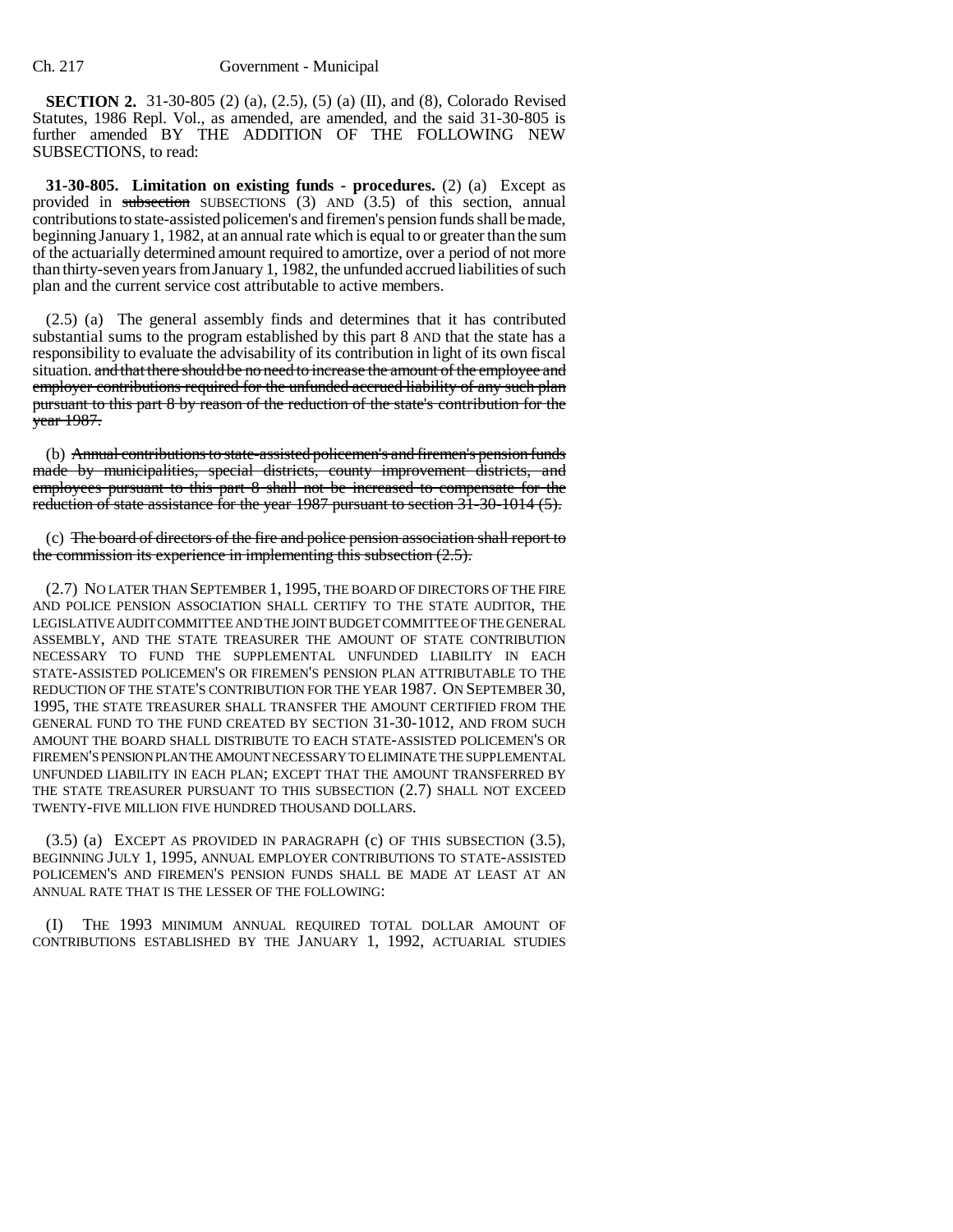**SECTION 2.** 31-30-805 (2) (a), (2.5), (5) (a) (II), and (8), Colorado Revised Statutes, 1986 Repl. Vol., as amended, are amended, and the said 31-30-805 is further amended BY THE ADDITION OF THE FOLLOWING NEW SUBSECTIONS, to read:

**31-30-805. Limitation on existing funds - procedures.** (2) (a) Except as provided in ~~subsection~~ SUBSECTIONS (3) AND (3.5) of this section, annual contributions to state-assisted policemen's and firemen's pension funds shall be made, beginning January 1, 1982, at an annual rate which is equal to or greater than the sum of the actuarially determined amount required to amortize, over a period of not more than thirty-seven years from January 1, 1982, the unfunded accrued liabilities of such plan and the current service cost attributable to active members.

(2.5) (a) The general assembly finds and determines that it has contributed substantial sums to the program established by this part 8 AND that the state has a responsibility to evaluate the advisability of its contribution in light of its own fiscal situation. ~~and that there should be no need to increase the amount of the employee and employer contributions required for the unfunded accrued liability of any such plan pursuant to this part 8 by reason of the reduction of the state's contribution for the year 1987.~~

(b) ~~Annual contributions to state-assisted policemen's and firemen's pension funds made by municipalities, special districts, county improvement districts, and employees pursuant to this part 8 shall not be increased to compensate for the reduction of state assistance for the year 1987 pursuant to section 31-30-1014 (5).~~

(c) ~~The board of directors of the fire and police pension association shall report to the commission its experience in implementing this subsection (2.5).~~

(2.7) NO LATER THAN SEPTEMBER 1, 1995, THE BOARD OF DIRECTORS OF THE FIRE AND POLICE PENSION ASSOCIATION SHALL CERTIFY TO THE STATE AUDITOR, THE LEGISLATIVE AUDIT COMMITTEE AND THE JOINT BUDGET COMMITTEE OF THE GENERAL ASSEMBLY, AND THE STATE TREASURER THE AMOUNT OF STATE CONTRIBUTION NECESSARY TO FUND THE SUPPLEMENTAL UNFUNDED LIABILITY IN EACH STATE-ASSISTED POLICEMEN'S OR FIREMEN'S PENSION PLAN ATTRIBUTABLE TO THE REDUCTION OF THE STATE'S CONTRIBUTION FOR THE YEAR 1987. ON SEPTEMBER 30, 1995, THE STATE TREASURER SHALL TRANSFER THE AMOUNT CERTIFIED FROM THE GENERAL FUND TO THE FUND CREATED BY SECTION 31-30-1012, AND FROM SUCH AMOUNT THE BOARD SHALL DISTRIBUTE TO EACH STATE-ASSISTED POLICEMEN'S OR FIREMEN'S PENSION PLAN THE AMOUNT NECESSARY TO ELIMINATE THE SUPPLEMENTAL UNFUNDED LIABILITY IN EACH PLAN; EXCEPT THAT THE AMOUNT TRANSFERRED BY THE STATE TREASURER PURSUANT TO THIS SUBSECTION (2.7) SHALL NOT EXCEED TWENTY-FIVE MILLION FIVE HUNDRED THOUSAND DOLLARS.

(3.5) (a) EXCEPT AS PROVIDED IN PARAGRAPH (c) OF THIS SUBSECTION (3.5), BEGINNING JULY 1, 1995, ANNUAL EMPLOYER CONTRIBUTIONS TO STATE-ASSISTED POLICEMEN'S AND FIREMEN'S PENSION FUNDS SHALL BE MADE AT LEAST AT AN ANNUAL RATE THAT IS THE LESSER OF THE FOLLOWING:

(I) THE 1993 MINIMUM ANNUAL REQUIRED TOTAL DOLLAR AMOUNT OF CONTRIBUTIONS ESTABLISHED BY THE JANUARY 1, 1992, ACTUARIAL STUDIES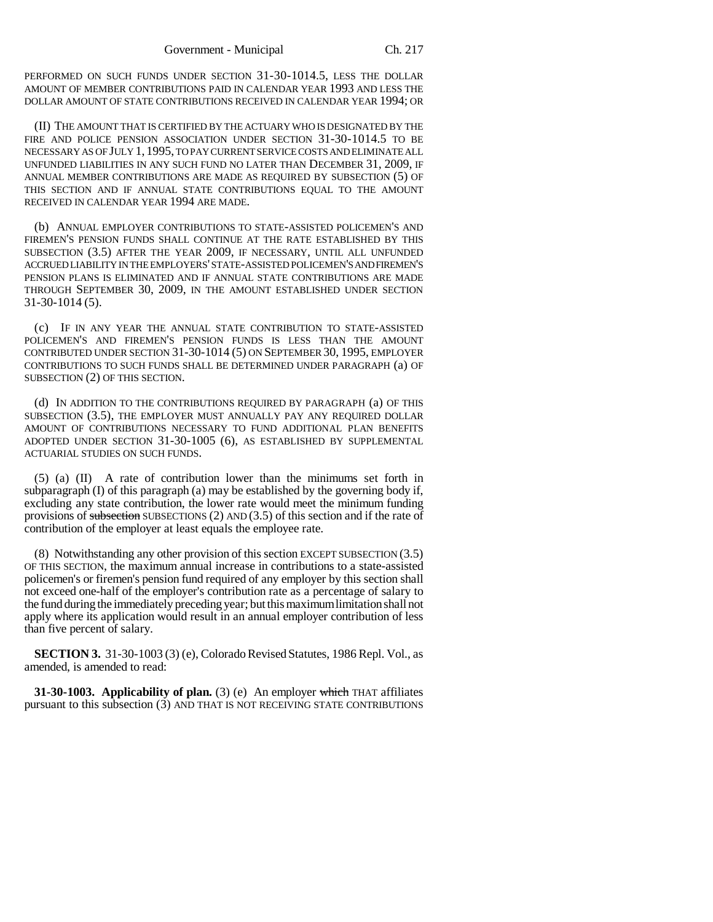PERFORMED ON SUCH FUNDS UNDER SECTION 31-30-1014.5, LESS THE DOLLAR AMOUNT OF MEMBER CONTRIBUTIONS PAID IN CALENDAR YEAR 1993 AND LESS THE DOLLAR AMOUNT OF STATE CONTRIBUTIONS RECEIVED IN CALENDAR YEAR 1994; OR

(II) THE AMOUNT THAT IS CERTIFIED BY THE ACTUARY WHO IS DESIGNATED BY THE FIRE AND POLICE PENSION ASSOCIATION UNDER SECTION 31-30-1014.5 TO BE NECESSARY AS OF JULY 1, 1995, TO PAY CURRENT SERVICE COSTS AND ELIMINATE ALL UNFUNDED LIABILITIES IN ANY SUCH FUND NO LATER THAN DECEMBER 31, 2009, IF ANNUAL MEMBER CONTRIBUTIONS ARE MADE AS REQUIRED BY SUBSECTION (5) OF THIS SECTION AND IF ANNUAL STATE CONTRIBUTIONS EQUAL TO THE AMOUNT RECEIVED IN CALENDAR YEAR 1994 ARE MADE.

(b) ANNUAL EMPLOYER CONTRIBUTIONS TO STATE-ASSISTED POLICEMEN'S AND FIREMEN'S PENSION FUNDS SHALL CONTINUE AT THE RATE ESTABLISHED BY THIS SUBSECTION (3.5) AFTER THE YEAR 2009, IF NECESSARY, UNTIL ALL UNFUNDED ACCRUED LIABILITY IN THE EMPLOYERS' STATE-ASSISTED POLICEMEN'S AND FIREMEN'S PENSION PLANS IS ELIMINATED AND IF ANNUAL STATE CONTRIBUTIONS ARE MADE THROUGH SEPTEMBER 30, 2009, IN THE AMOUNT ESTABLISHED UNDER SECTION 31-30-1014 (5).

(c) IF IN ANY YEAR THE ANNUAL STATE CONTRIBUTION TO STATE-ASSISTED POLICEMEN'S AND FIREMEN'S PENSION FUNDS IS LESS THAN THE AMOUNT CONTRIBUTED UNDER SECTION 31-30-1014 (5) ON SEPTEMBER 30, 1995, EMPLOYER CONTRIBUTIONS TO SUCH FUNDS SHALL BE DETERMINED UNDER PARAGRAPH (a) OF SUBSECTION (2) OF THIS SECTION.

(d) IN ADDITION TO THE CONTRIBUTIONS REQUIRED BY PARAGRAPH (a) OF THIS SUBSECTION (3.5), THE EMPLOYER MUST ANNUALLY PAY ANY REQUIRED DOLLAR AMOUNT OF CONTRIBUTIONS NECESSARY TO FUND ADDITIONAL PLAN BENEFITS ADOPTED UNDER SECTION 31-30-1005 (6), AS ESTABLISHED BY SUPPLEMENTAL ACTUARIAL STUDIES ON SUCH FUNDS.

(5) (a) (II) A rate of contribution lower than the minimums set forth in subparagraph (I) of this paragraph (a) may be established by the governing body if, excluding any state contribution, the lower rate would meet the minimum funding provisions of ~~subsection~~ SUBSECTIONS (2) AND (3.5) of this section and if the rate of contribution of the employer at least equals the employee rate.

(8) Notwithstanding any other provision of this section EXCEPT SUBSECTION (3.5) OF THIS SECTION, the maximum annual increase in contributions to a state-assisted policemen's or firemen's pension fund required of any employer by this section shall not exceed one-half of the employer's contribution rate as a percentage of salary to the fund during the immediately preceding year; but this maximum limitation shall not apply where its application would result in an annual employer contribution of less than five percent of salary.

**SECTION 3.** 31-30-1003 (3) (e), Colorado Revised Statutes, 1986 Repl. Vol., as amended, is amended to read:

**31-30-1003. Applicability of plan.** (3) (e) An employer ~~which~~ THAT affiliates pursuant to this subsection (3) AND THAT IS NOT RECEIVING STATE CONTRIBUTIONS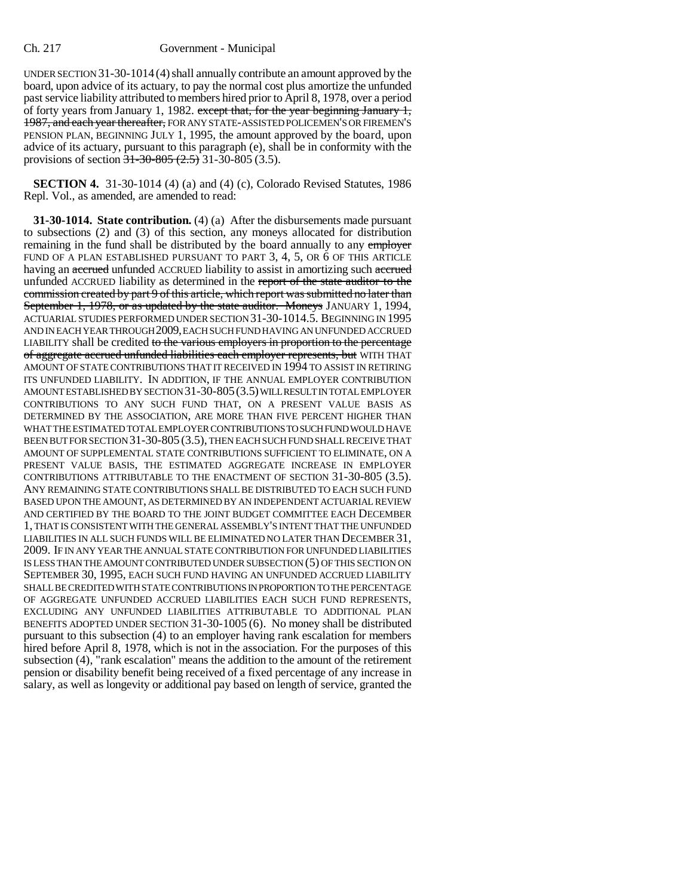UNDER SECTION 31-30-1014 (4) shall annually contribute an amount approved by the board, upon advice of its actuary, to pay the normal cost plus amortize the unfunded past service liability attributed to members hired prior to April 8, 1978, over a period of forty years from January 1, 1982. ~~except that, for the year beginning January 1, 1987, and each year thereafter,~~ FOR ANY STATE-ASSISTED POLICEMEN'S OR FIREMEN'S PENSION PLAN, BEGINNING JULY 1, 1995, the amount approved by the board, upon advice of its actuary, pursuant to this paragraph (e), shall be in conformity with the provisions of section ~~31-30-805 (2.5)~~ 31-30-805 (3.5).

**SECTION 4.** 31-30-1014 (4) (a) and (4) (c), Colorado Revised Statutes, 1986 Repl. Vol., as amended, are amended to read:

**31-30-1014. State contribution.** (4) (a) After the disbursements made pursuant to subsections (2) and (3) of this section, any moneys allocated for distribution remaining in the fund shall be distributed by the board annually to any ~~employer~~ FUND OF A PLAN ESTABLISHED PURSUANT TO PART 3, 4, 5, OR 6 OF THIS ARTICLE having an ~~accrued~~ unfunded ACCRUED liability to assist in amortizing such ~~accrued~~ unfunded ACCRUED liability as determined in the ~~report of the state auditor to the commission created by part 9 of this article, which report was submitted no later than September 1, 1978, or as updated by the state auditor. Moneys~~ JANUARY 1, 1994, ACTUARIAL STUDIES PERFORMED UNDER SECTION 31-30-1014.5. BEGINNING IN 1995 AND IN EACH YEAR THROUGH 2009, EACH SUCH FUND HAVING AN UNFUNDED ACCRUED LIABILITY shall be credited ~~to the various employers in proportion to the percentage of aggregate accrued unfunded liabilities each employer represents, but~~ WITH THAT AMOUNT OF STATE CONTRIBUTIONS THAT IT RECEIVED IN 1994 TO ASSIST IN RETIRING ITS UNFUNDED LIABILITY. IN ADDITION, IF THE ANNUAL EMPLOYER CONTRIBUTION AMOUNT ESTABLISHED BY SECTION 31-30-805 (3.5) WILL RESULT IN TOTAL EMPLOYER CONTRIBUTIONS TO ANY SUCH FUND THAT, ON A PRESENT VALUE BASIS AS DETERMINED BY THE ASSOCIATION, ARE MORE THAN FIVE PERCENT HIGHER THAN WHAT THE ESTIMATED TOTAL EMPLOYER CONTRIBUTIONS TO SUCH FUND WOULD HAVE BEEN BUT FOR SECTION 31-30-805 (3.5), THEN EACH SUCH FUND SHALL RECEIVE THAT AMOUNT OF SUPPLEMENTAL STATE CONTRIBUTIONS SUFFICIENT TO ELIMINATE, ON A PRESENT VALUE BASIS, THE ESTIMATED AGGREGATE INCREASE IN EMPLOYER CONTRIBUTIONS ATTRIBUTABLE TO THE ENACTMENT OF SECTION 31-30-805 (3.5). ANY REMAINING STATE CONTRIBUTIONS SHALL BE DISTRIBUTED TO EACH SUCH FUND BASED UPON THE AMOUNT, AS DETERMINED BY AN INDEPENDENT ACTUARIAL REVIEW AND CERTIFIED BY THE BOARD TO THE JOINT BUDGET COMMITTEE EACH DECEMBER 1, THAT IS CONSISTENT WITH THE GENERAL ASSEMBLY'S INTENT THAT THE UNFUNDED LIABILITIES IN ALL SUCH FUNDS WILL BE ELIMINATED NO LATER THAN DECEMBER 31, 2009. IF IN ANY YEAR THE ANNUAL STATE CONTRIBUTION FOR UNFUNDED LIABILITIES IS LESS THAN THE AMOUNT CONTRIBUTED UNDER SUBSECTION (5) OF THIS SECTION ON SEPTEMBER 30, 1995, EACH SUCH FUND HAVING AN UNFUNDED ACCRUED LIABILITY SHALL BE CREDITED WITH STATE CONTRIBUTIONS IN PROPORTION TO THE PERCENTAGE OF AGGREGATE UNFUNDED ACCRUED LIABILITIES EACH SUCH FUND REPRESENTS, EXCLUDING ANY UNFUNDED LIABILITIES ATTRIBUTABLE TO ADDITIONAL PLAN BENEFITS ADOPTED UNDER SECTION 31-30-1005 (6). No money shall be distributed pursuant to this subsection (4) to an employer having rank escalation for members hired before April 8, 1978, which is not in the association. For the purposes of this subsection (4), "rank escalation" means the addition to the amount of the retirement pension or disability benefit being received of a fixed percentage of any increase in salary, as well as longevity or additional pay based on length of service, granted the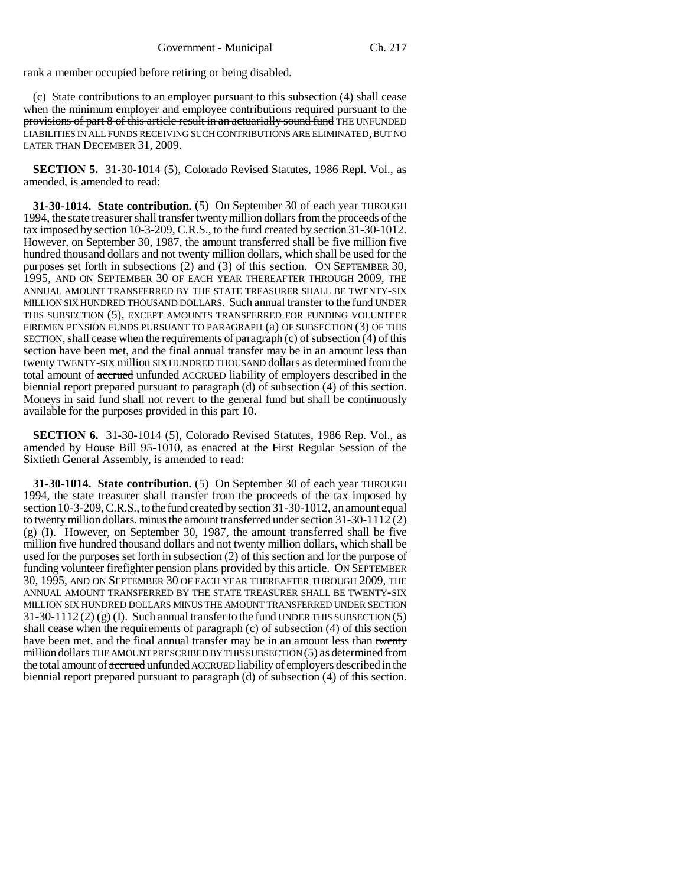rank a member occupied before retiring or being disabled.

(c) State contributions ~~to an employer~~ pursuant to this subsection (4) shall cease when ~~the minimum employer and employee contributions required pursuant to the provisions of part 8 of this article result in an actuarially sound fund~~ THE UNFUNDED LIABILITIES IN ALL FUNDS RECEIVING SUCH CONTRIBUTIONS ARE ELIMINATED, BUT NO LATER THAN DECEMBER 31, 2009.

**SECTION 5.** 31-30-1014 (5), Colorado Revised Statutes, 1986 Repl. Vol., as amended, is amended to read:

**31-30-1014. State contribution.** (5) On September 30 of each year THROUGH 1994, the state treasurer shall transfer twenty million dollars from the proceeds of the tax imposed by section 10-3-209, C.R.S., to the fund created by section 31-30-1012. However, on September 30, 1987, the amount transferred shall be five million five hundred thousand dollars and not twenty million dollars, which shall be used for the purposes set forth in subsections (2) and (3) of this section. ON SEPTEMBER 30, 1995, AND ON SEPTEMBER 30 OF EACH YEAR THEREAFTER THROUGH 2009, THE ANNUAL AMOUNT TRANSFERRED BY THE STATE TREASURER SHALL BE TWENTY-SIX MILLION SIX HUNDRED THOUSAND DOLLARS. Such annual transfer to the fund UNDER THIS SUBSECTION (5), EXCEPT AMOUNTS TRANSFERRED FOR FUNDING VOLUNTEER FIREMEN PENSION FUNDS PURSUANT TO PARAGRAPH (a) OF SUBSECTION (3) OF THIS SECTION, shall cease when the requirements of paragraph (c) of subsection (4) of this section have been met, and the final annual transfer may be in an amount less than ~~twenty~~ TWENTY-SIX million SIX HUNDRED THOUSAND dollars as determined from the total amount of ~~accrued~~ unfunded ACCRUED liability of employers described in the biennial report prepared pursuant to paragraph (d) of subsection (4) of this section. Moneys in said fund shall not revert to the general fund but shall be continuously available for the purposes provided in this part 10.

**SECTION 6.** 31-30-1014 (5), Colorado Revised Statutes, 1986 Rep. Vol., as amended by House Bill 95-1010, as enacted at the First Regular Session of the Sixtieth General Assembly, is amended to read:

**31-30-1014. State contribution.** (5) On September 30 of each year THROUGH 1994, the state treasurer shall transfer from the proceeds of the tax imposed by section 10-3-209, C.R.S., to the fund created by section 31-30-1012, an amount equal to twenty million dollars. ~~minus the amount transferred under section 31-30-1112 (2) (g) (I).~~ However, on September 30, 1987, the amount transferred shall be five million five hundred thousand dollars and not twenty million dollars, which shall be used for the purposes set forth in subsection (2) of this section and for the purpose of funding volunteer firefighter pension plans provided by this article. ON SEPTEMBER 30, 1995, AND ON SEPTEMBER 30 OF EACH YEAR THEREAFTER THROUGH 2009, THE ANNUAL AMOUNT TRANSFERRED BY THE STATE TREASURER SHALL BE TWENTY-SIX MILLION SIX HUNDRED DOLLARS MINUS THE AMOUNT TRANSFERRED UNDER SECTION 31-30-1112 (2) (g) (I). Such annual transfer to the fund UNDER THIS SUBSECTION (5) shall cease when the requirements of paragraph (c) of subsection (4) of this section have been met, and the final annual transfer may be in an amount less than ~~twenty million dollars~~ THE AMOUNT PRESCRIBED BY THIS SUBSECTION (5) as determined from the total amount of ~~accrued~~ unfunded ACCRUED liability of employers described in the biennial report prepared pursuant to paragraph (d) of subsection (4) of this section.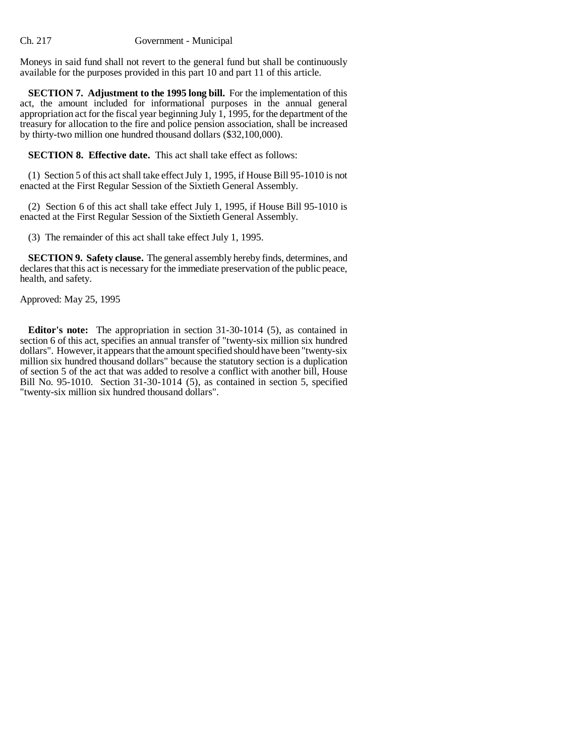Moneys in said fund shall not revert to the general fund but shall be continuously available for the purposes provided in this part 10 and part 11 of this article.

**SECTION 7. Adjustment to the 1995 long bill.** For the implementation of this act, the amount included for informational purposes in the annual general appropriation act for the fiscal year beginning July 1, 1995, for the department of the treasury for allocation to the fire and police pension association, shall be increased by thirty-two million one hundred thousand dollars ($32,100,000).

**SECTION 8. Effective date.** This act shall take effect as follows:

(1) Section 5 of this act shall take effect July 1, 1995, if House Bill 95-1010 is not enacted at the First Regular Session of the Sixtieth General Assembly.

(2) Section 6 of this act shall take effect July 1, 1995, if House Bill 95-1010 is enacted at the First Regular Session of the Sixtieth General Assembly.

(3) The remainder of this act shall take effect July 1, 1995.

**SECTION 9. Safety clause.** The general assembly hereby finds, determines, and declares that this act is necessary for the immediate preservation of the public peace, health, and safety.

Approved: May 25, 1995

**Editor's note:** The appropriation in section 31-30-1014 (5), as contained in section 6 of this act, specifies an annual transfer of "twenty-six million six hundred dollars". However, it appears that the amount specified should have been "twenty-six million six hundred thousand dollars" because the statutory section is a duplication of section 5 of the act that was added to resolve a conflict with another bill, House Bill No. 95-1010. Section 31-30-1014 (5), as contained in section 5, specified "twenty-six million six hundred thousand dollars".